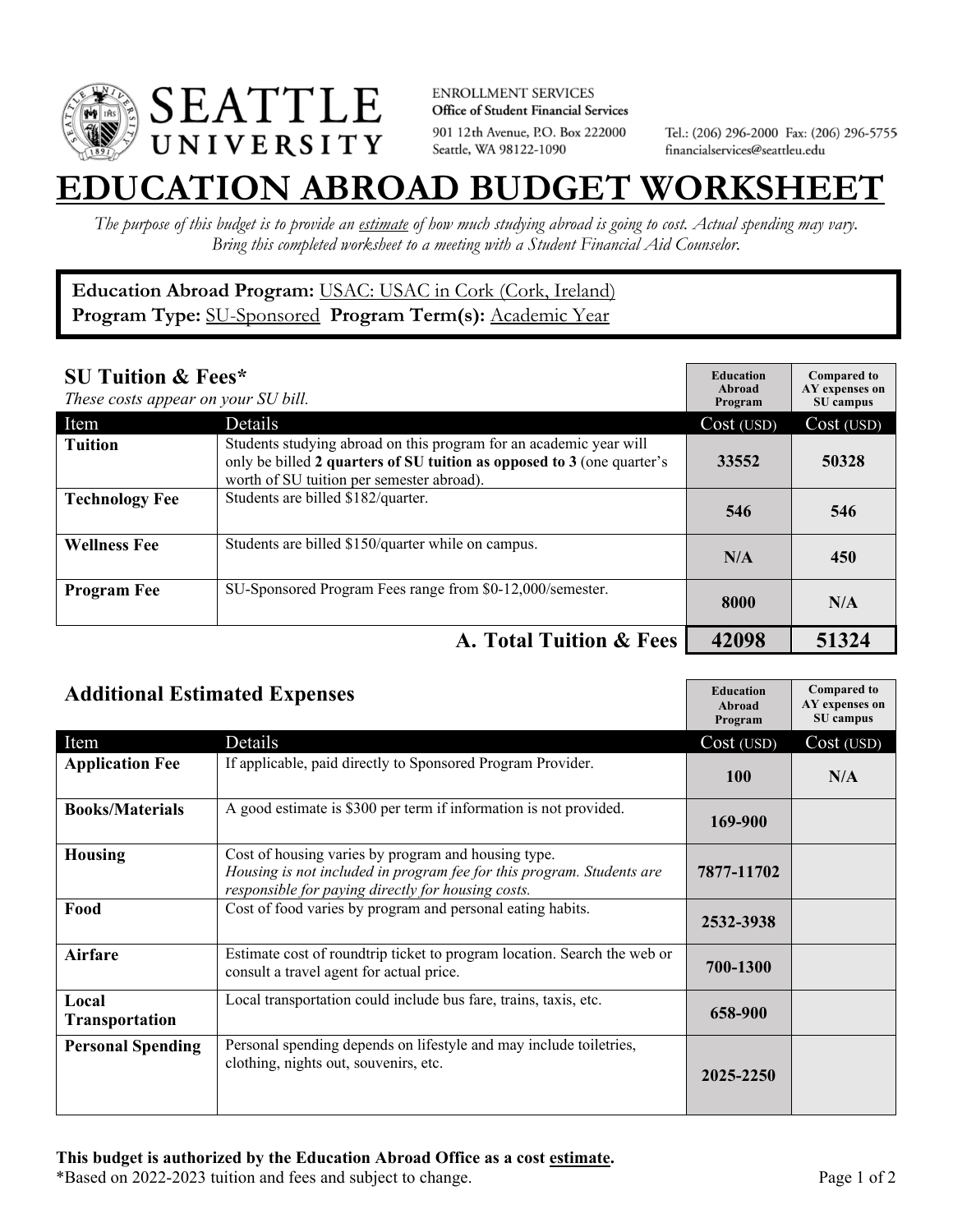SEATTLE UNIVERSITY

ENROLLMENT SERVICES
Office of Student Financial Services
901 12th Avenue, P.O. Box 222000
Seattle, WA 98122-1090

Tel.: (206) 296-2000 Fax: (206) 296-5755
financialservices@seattleu.edu

# EDUCATION ABROAD BUDGET WORKSHEET

*The purpose of this budget is to provide an estimate of how much studying abroad is going to cost. Actual spending may vary. Bring this completed worksheet to a meeting with a Student Financial Aid Counselor.*

**Education Abroad Program:** USAC: USAC in Cork (Cork, Ireland)
**Program Type:** SU-Sponsored **Program Term(s):** Academic Year

## SU Tuition & Fees*

*These costs appear on your SU bill.*

| Item | Details | Education Abroad Program Cost (USD) | Compared to AY expenses on SU campus Cost (USD) |
|---|---|---|---|
| **Tuition** | Students studying abroad on this program for an academic year will only be billed **2 quarters of SU tuition as opposed to 3** (one quarter's worth of SU tuition per semester abroad). | 33552 | 50328 |
| **Technology Fee** | Students are billed $182/quarter. | 546 | 546 |
| **Wellness Fee** | Students are billed $150/quarter while on campus. | N/A | 450 |
| **Program Fee** | SU-Sponsored Program Fees range from $0-12,000/semester. | 8000 | N/A |
| | **A. Total Tuition & Fees** | **42098** | **51324** |

## Additional Estimated Expenses

| Item | Details | Education Abroad Program Cost (USD) | Compared to AY expenses on SU campus Cost (USD) |
|---|---|---|---|
| **Application Fee** | If applicable, paid directly to Sponsored Program Provider. | 100 | N/A |
| **Books/Materials** | A good estimate is $300 per term if information is not provided. | 169-900 | |
| **Housing** | Cost of housing varies by program and housing type. *Housing is not included in program fee for this program. Students are responsible for paying directly for housing costs.* | 7877-11702 | |
| **Food** | Cost of food varies by program and personal eating habits. | 2532-3938 | |
| **Airfare** | Estimate cost of roundtrip ticket to program location. Search the web or consult a travel agent for actual price. | 700-1300 | |
| **Local Transportation** | Local transportation could include bus fare, trains, taxis, etc. | 658-900 | |
| **Personal Spending** | Personal spending depends on lifestyle and may include toiletries, clothing, nights out, souvenirs, etc. | 2025-2250 | |

**This budget is authorized by the Education Abroad Office as a cost estimate.**
*Based on 2022-2023 tuition and fees and subject to change.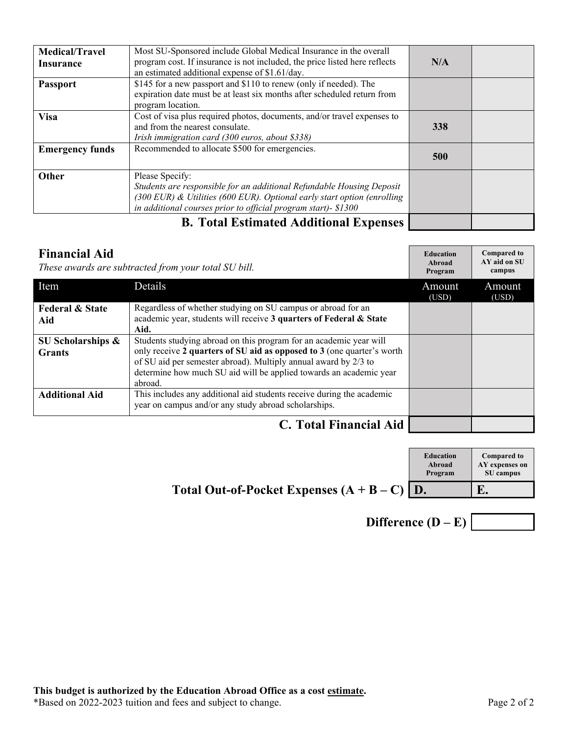| | | | |
|---|---|---|---|
| **Medical/Travel Insurance** | Most SU-Sponsored include Global Medical Insurance in the overall program cost. If insurance is not included, the price listed here reflects an estimated additional expense of $1.61/day. | **N/A** | |
| **Passport** | $145 for a new passport and $110 to renew (only if needed). The expiration date must be at least six months after scheduled return from program location. | | |
| **Visa** | Cost of visa plus required photos, documents, and/or travel expenses to and from the nearest consulate. *Irish immigration card (300 euros, about $338)* | **338** | |
| **Emergency funds** | Recommended to allocate $500 for emergencies. | **500** | |
| **Other** | Please Specify: *Students are responsible for an additional Refundable Housing Deposit (300 EUR) & Utilities (600 EUR). Optional early start option (enrolling in additional courses prior to official program start)- $1300* | | |
| | **B. Total Estimated Additional Expenses** | | |

## Financial Aid

*These awards are subtracted from your total SU bill.*

| | | **Education Abroad Program** | **Compared to AY aid on SU campus** |
|---|---|---|---|
| Item | Details | Amount (USD) | Amount (USD) |
| **Federal & State Aid** | Regardless of whether studying on SU campus or abroad for an academic year, students will receive **3 quarters of Federal & State Aid.** | | |
| **SU Scholarships & Grants** | Students studying abroad on this program for an academic year will only receive **2 quarters of SU aid as opposed to 3** (one quarter's worth of SU aid per semester abroad). Multiply annual award by 2/3 to determine how much SU aid will be applied towards an academic year abroad. | | |
| **Additional Aid** | This includes any additional aid students receive during the academic year on campus and/or any study abroad scholarships. | | |
| | **C. Total Financial Aid** | | |

| | **Education Abroad Program** | **Compared to AY expenses on SU campus** |
|---|---|---|
| **Total Out-of-Pocket Expenses (A + B – C)** | **D.** | **E.** |

**Difference (D – E)**

**This budget is authorized by the Education Abroad Office as a cost estimate.**

*Based on 2022-2023 tuition and fees and subject to change.